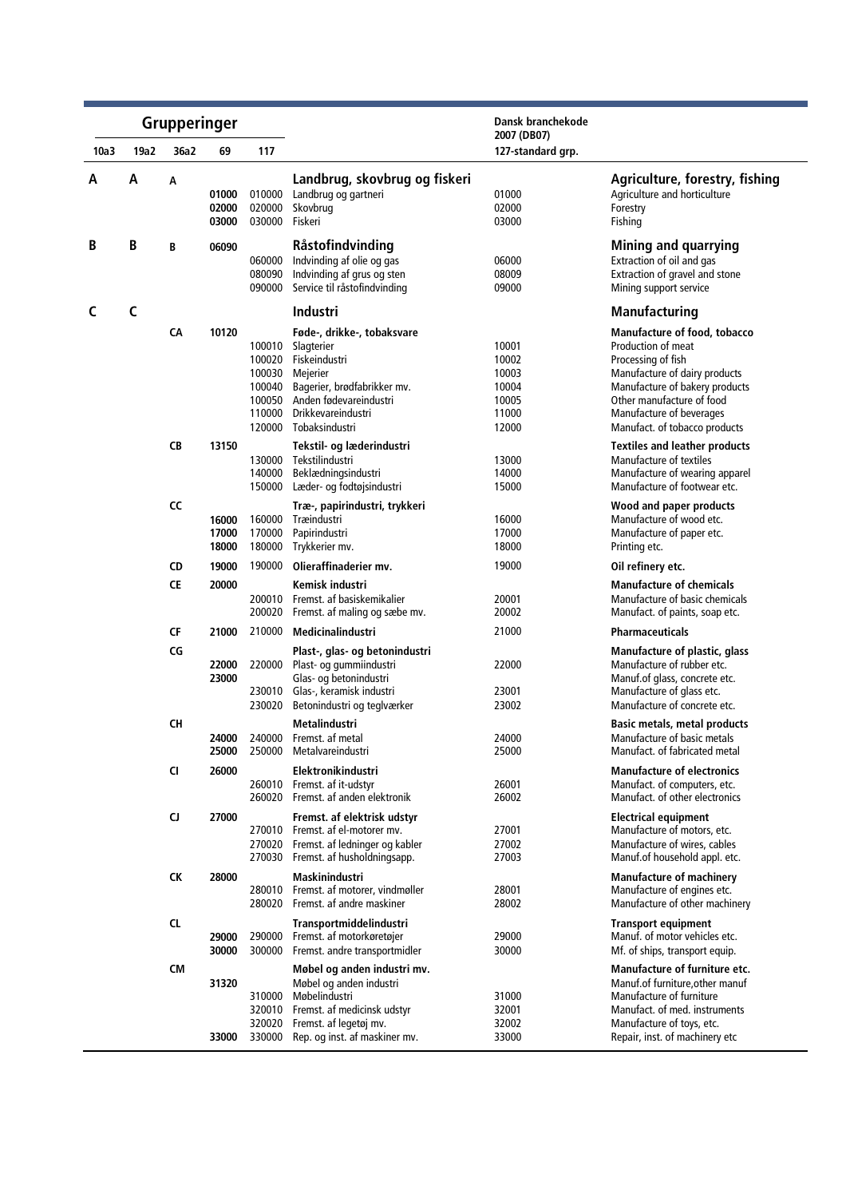| Grupperinger | | | | | | Dansk branchekode 2007 (DB07) | |
|---|---|---|---|---|---|---|---|
| 10a3 | 19a2 | 36a2 | 69 | 117 | | 127-standard grp. | |
| **A** | **A** | **A** | | | **Landbrug, skovbrug og fiskeri** | | **Agriculture, forestry, fishing** |
| | | | **01000** | 010000 | Landbrug og gartneri | 01000 | Agriculture and horticulture |
| | | | **02000** | 020000 | Skovbrug | 02000 | Forestry |
| | | | **03000** | 030000 | Fiskeri | 03000 | Fishing |
| **B** | **B** | **B** | **06090** | | **Råstofindvinding** | | **Mining and quarrying** |
| | | | | 060000 | Indvinding af olie og gas | 06000 | Extraction of oil and gas |
| | | | | 080090 | Indvinding af grus og sten | 08009 | Extraction of gravel and stone |
| | | | | 090000 | Service til råstofindvinding | 09000 | Mining support service |
| **C** | **C** | | | | **Industri** | | **Manufacturing** |
| | | **CA** | **10120** | | **Føde-, drikke-, tobaksvare** | | **Manufacture of food, tobacco** |
| | | | | 100010 | Slagterier | 10001 | Production of meat |
| | | | | 100020 | Fiskeindustri | 10002 | Processing of fish |
| | | | | 100030 | Mejerier | 10003 | Manufacture of dairy products |
| | | | | 100040 | Bagerier, brødfabrikker mv. | 10004 | Manufacture of bakery products |
| | | | | 100050 | Anden fødevareindustri | 10005 | Other manufacture of food |
| | | | | 110000 | Drikkevareindustri | 11000 | Manufacture of beverages |
| | | | | 120000 | Tobaksindustri | 12000 | Manufact. of tobacco products |
| | | **CB** | **13150** | | **Tekstil- og læderindustri** | | **Textiles and leather products** |
| | | | | 130000 | Tekstilindustri | 13000 | Manufacture of textiles |
| | | | | 140000 | Beklædningsindustri | 14000 | Manufacture of wearing apparel |
| | | | | 150000 | Læder- og fodtøjsindustri | 15000 | Manufacture of footwear etc. |
| | | **CC** | | | **Træ-, papirindustri, trykkeri** | | **Wood and paper products** |
| | | | **16000** | 160000 | Træindustri | 16000 | Manufacture of wood etc. |
| | | | **17000** | 170000 | Papirindustri | 17000 | Manufacture of paper etc. |
| | | | **18000** | 180000 | Trykkerier mv. | 18000 | Printing etc. |
| | | **CD** | **19000** | 190000 | **Olieraffinaderier mv.** | 19000 | **Oil refinery etc.** |
| | | **CE** | **20000** | | **Kemisk industri** | | **Manufacture of chemicals** |
| | | | | 200010 | Fremst. af basiskemikalier | 20001 | Manufacture of basic chemicals |
| | | | | 200020 | Fremst. af maling og sæbe mv. | 20002 | Manufact. of paints, soap etc. |
| | | **CF** | **21000** | 210000 | **Medicinalindustri** | 21000 | **Pharmaceuticals** |
| | | **CG** | | | **Plast-, glas- og betonindustri** | | **Manufacture of plastic, glass** |
| | | | **22000** | 220000 | Plast- og gummiindustri | 22000 | Manufacture of rubber etc. |
| | | | **23000** | | Glas- og betonindustri | | Manuf.of glass, concrete etc. |
| | | | | 230010 | Glas-, keramisk industri | 23001 | Manufacture of glass etc. |
| | | | | 230020 | Betonindustri og teglværker | 23002 | Manufacture of concrete etc. |
| | | **CH** | | | **Metalindustri** | | **Basic metals, metal products** |
| | | | **24000** | 240000 | Fremst. af metal | 24000 | Manufacture of basic metals |
| | | | **25000** | 250000 | Metalvareindustri | 25000 | Manufact. of fabricated metal |
| | | **CI** | **26000** | | **Elektronikindustri** | | **Manufacture of electronics** |
| | | | | 260010 | Fremst. af it-udstyr | 26001 | Manufact. of computers, etc. |
| | | | | 260020 | Fremst. af anden elektronik | 26002 | Manufact. of other electronics |
| | | **CJ** | **27000** | | **Fremst. af elektrisk udstyr** | | **Electrical equipment** |
| | | | | 270010 | Fremst. af el-motorer mv. | 27001 | Manufacture of motors, etc. |
| | | | | 270020 | Fremst. af ledninger og kabler | 27002 | Manufacture of wires, cables |
| | | | | 270030 | Fremst. af husholdningsapp. | 27003 | Manuf.of household appl. etc. |
| | | **CK** | **28000** | | **Maskinindustri** | | **Manufacture of machinery** |
| | | | | 280010 | Fremst. af motorer, vindmøller | 28001 | Manufacture of engines etc. |
| | | | | 280020 | Fremst. af andre maskiner | 28002 | Manufacture of other machinery |
| | | **CL** | | | **Transportmiddelindustri** | | **Transport equipment** |
| | | | **29000** | 290000 | Fremst. af motorkøretøjer | 29000 | Manuf. of motor vehicles etc. |
| | | | **30000** | 300000 | Fremst. andre transportmidler | 30000 | Mf. of ships, transport equip. |
| | | **CM** | | | **Møbel og anden industri mv.** | | **Manufacture of furniture etc.** |
| | | | **31320** | | Møbel og anden industri | | Manuf.of furniture,other manuf |
| | | | | 310000 | Møbelindustri | 31000 | Manufacture of furniture |
| | | | | 320010 | Fremst. af medicinsk udstyr | 32001 | Manufact. of med. instruments |
| | | | | 320020 | Fremst. af legetøj mv. | 32002 | Manufacture of toys, etc. |
| | | | **33000** | 330000 | Rep. og inst. af maskiner mv. | 33000 | Repair, inst. of machinery etc |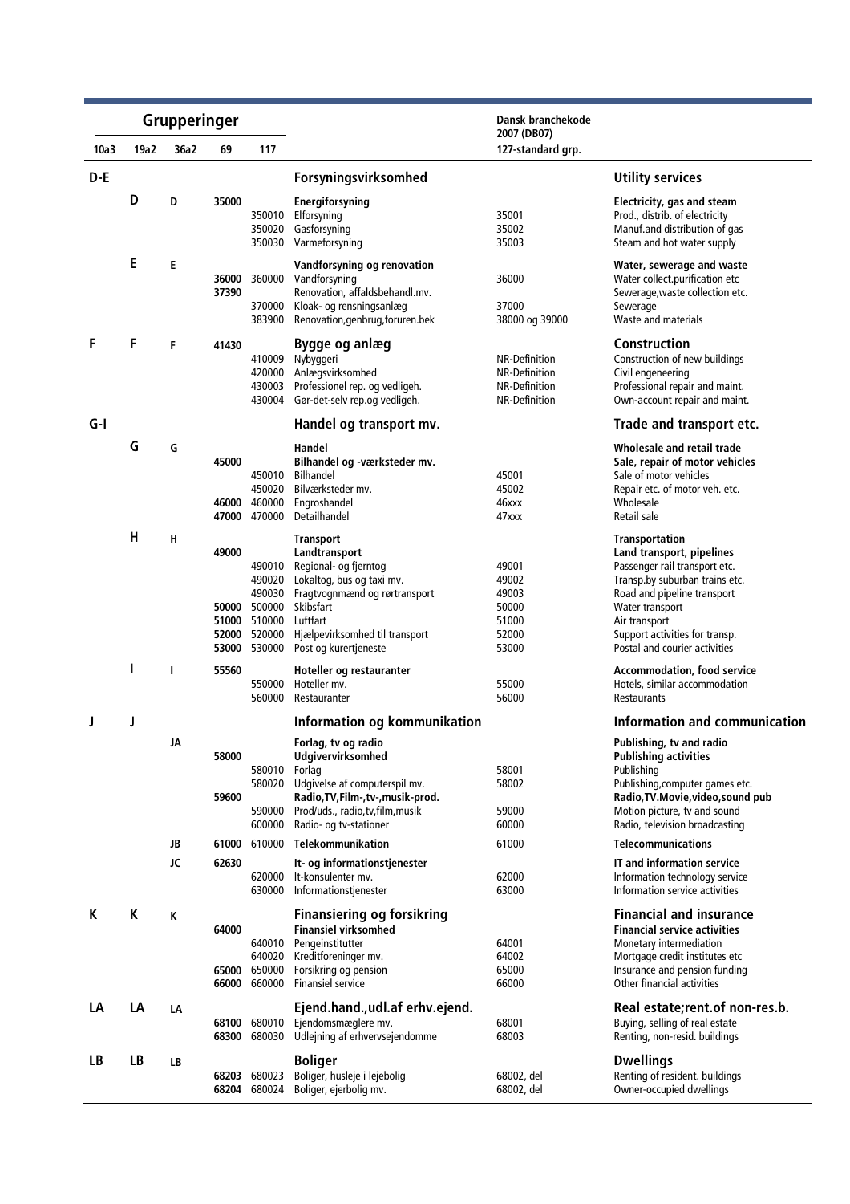| Grupperinger | | | | | | Dansk branchekode 2007 (DB07) | |
|---|---|---|---|---|---|---|---|
| 10a3 | 19a2 | 36a2 | 69 | 117 | | 127-standard grp. | |
| D-E | | | | | **Forsyningsvirksomhed** | | **Utility services** |
| | D | D | 35000 | | **Energiforsyning** | | **Electricity, gas and steam** |
| | | | | 350010 | Elforsyning | 35001 | Prod., distrib. of electricity |
| | | | | 350020 | Gasforsyning | 35002 | Manuf.and distribution of gas |
| | | | | 350030 | Varmeforsyning | 35003 | Steam and hot water supply |
| | E | E | | | **Vandforsyning og renovation** | | **Water, sewerage and waste** |
| | | | 36000 | 360000 | Vandforsyning | 36000 | Water collect.purification etc |
| | | | 37390 | | Renovation, affaldsbehandl.mv. | | Sewerage,waste collection etc. |
| | | | | 370000 | Kloak- og rensningsanlæg | 37000 | Sewerage |
| | | | | 383900 | Renovation,genbrug,foruren.bek | 38000 og 39000 | Waste and materials |
| F | F | F | 41430 | | **Bygge og anlæg** | | **Construction** |
| | | | | 410009 | Nybyggeri | NR-Definition | Construction of new buildings |
| | | | | 420000 | Anlægsvirksomhed | NR-Definition | Civil engeneering |
| | | | | 430003 | Professionel rep. og vedligeh. | NR-Definition | Professional repair and maint. |
| | | | | 430004 | Gør-det-selv rep.og vedligeh. | NR-Definition | Own-account repair and maint. |
| G-I | | | | | **Handel og transport mv.** | | **Trade and transport etc.** |
| | G | G | | | **Handel** | | **Wholesale and retail trade** |
| | | | 45000 | | **Bilhandel og -værksteder mv.** | | **Sale, repair of motor vehicles** |
| | | | | 450010 | Bilhandel | 45001 | Sale of motor vehicles |
| | | | | 450020 | Bilværksteder mv. | 45002 | Repair etc. of motor veh. etc. |
| | | | 46000 | 460000 | Engroshandel | 46xxx | Wholesale |
| | | | 47000 | 470000 | Detailhandel | 47xxx | Retail sale |
| | H | H | | | **Transport** | | **Transportation** |
| | | | 49000 | | **Landtransport** | | **Land transport, pipelines** |
| | | | | 490010 | Regional- og fjerntog | 49001 | Passenger rail transport etc. |
| | | | | 490020 | Lokaltog, bus og taxi mv. | 49002 | Transp.by suburban trains etc. |
| | | | | 490030 | Fragtvognmænd og rørtransport | 49003 | Road and pipeline transport |
| | | | 50000 | 500000 | Skibsfart | 50000 | Water transport |
| | | | 51000 | 510000 | Luftfart | 51000 | Air transport |
| | | | 52000 | 520000 | Hjælpevirksomhed til transport | 52000 | Support activities for transp. |
| | | | 53000 | 530000 | Post og kurertjeneste | 53000 | Postal and courier activities |
| | I | I | 55560 | | **Hoteller og restauranter** | | **Accommodation, food service** |
| | | | | 550000 | Hoteller mv. | 55000 | Hotels, similar accommodation |
| | | | | 560000 | Restauranter | 56000 | Restaurants |
| J | J | | | | **Information og kommunikation** | | **Information and communication** |
| | | JA | | | **Forlag, tv og radio** | | **Publishing, tv and radio** |
| | | | 58000 | | **Udgivervirksomhed** | | **Publishing activities** |
| | | | | 580010 | Forlag | 58001 | Publishing |
| | | | | 580020 | Udgivelse af computerspil mv. | 58002 | Publishing,computer games etc. |
| | | | 59600 | | **Radio,TV,Film-,tv-,musik-prod.** | | **Radio,TV.Movie,video,sound pub** |
| | | | | 590000 | Prod/uds., radio,tv,film,musik | 59000 | Motion picture, tv and sound |
| | | | | 600000 | Radio- og tv-stationer | 60000 | Radio, television broadcasting |
| | | JB | 61000 | 610000 | **Telekommunikation** | 61000 | **Telecommunications** |
| | | JC | 62630 | | **It- og informationstjenester** | | **IT and information service** |
| | | | | 620000 | It-konsulenter mv. | 62000 | Information technology service |
| | | | | 630000 | Informationstjenester | 63000 | Information service activities |
| K | K | K | | | **Finansiering og forsikring** | | **Financial and insurance** |
| | | | 64000 | | **Finansiel virksomhed** | | **Financial service activities** |
| | | | | 640010 | Pengeinstitutter | 64001 | Monetary intermediation |
| | | | | 640020 | Kreditforeninger mv. | 64002 | Mortgage credit institutes etc |
| | | | 65000 | 650000 | Forsikring og pension | 65000 | Insurance and pension funding |
| | | | 66000 | 660000 | Finansiel service | 66000 | Other financial activities |
| LA | LA | LA | | | **Ejend.hand.,udl.af erhv.ejend.** | | **Real estate;rent.of non-res.b.** |
| | | | 68100 | 680010 | Ejendomsmæglere mv. | 68001 | Buying, selling of real estate |
| | | | 68300 | 680030 | Udlejning af erhvervsejendomme | 68003 | Renting, non-resid. buildings |
| LB | LB | LB | | | **Boliger** | | **Dwellings** |
| | | | 68203 | 680023 | Boliger, husleje i lejebolig | 68002, del | Renting of resident. buildings |
| | | | 68204 | 680024 | Boliger, ejerbolig mv. | 68002, del | Owner-occupied dwellings |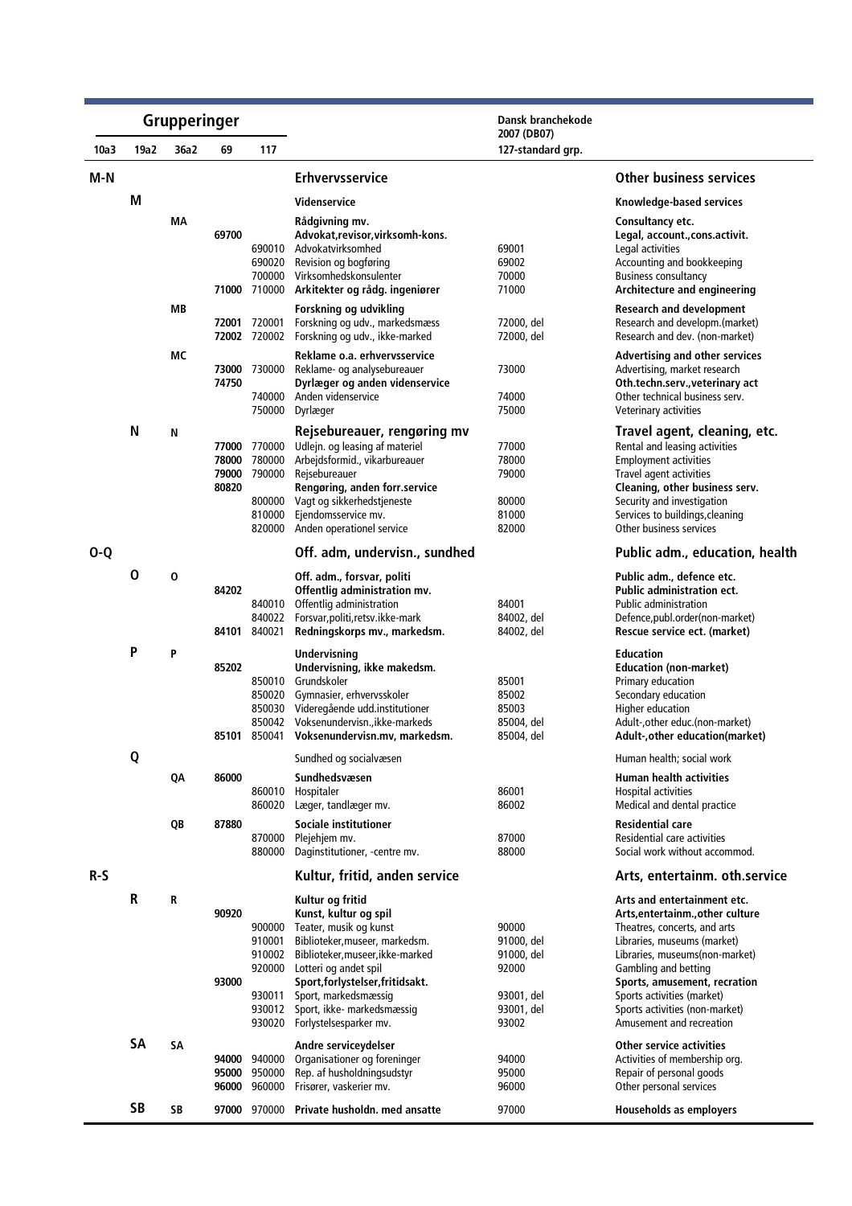| Grupperinger | | | | | | Dansk branchekode 2007 (DB07) | |
|---|---|---|---|---|---|---|---|
| 10a3 | 19a2 | 36a2 | 69 | 117 | | 127-standard grp. | |
| **M-N** | | | | | **Erhvervsservice** | | **Other business services** |
| | **M** | | | | **Videnservice** | | **Knowledge-based services** |
| | | **MA** | | | **Rådgivning mv.** | | **Consultancy etc.** |
| | | | **69700** | | **Advokat,revisor,virksomh-kons.** | | **Legal, account.,cons.activit.** |
| | | | | 690010 | Advokatvirksomhed | 69001 | Legal activities |
| | | | | 690020 | Revision og bogføring | 69002 | Accounting and bookkeeping |
| | | | | 700000 | Virksomhedskonsulenter | 70000 | Business consultancy |
| | | | **71000** | 710000 | **Arkitekter og rådg. ingeniører** | 71000 | **Architecture and engineering** |
| | | **MB** | | | **Forskning og udvikling** | | **Research and development** |
| | | | **72001** | 720001 | Forskning og udv., markedsmæss | 72000, del | Research and developm.(market) |
| | | | **72002** | 720002 | Forskning og udv., ikke-marked | 72000, del | Research and dev. (non-market) |
| | | **MC** | | | **Reklame o.a. erhvervsservice** | | **Advertising and other services** |
| | | | **73000** | 730000 | Reklame- og analysebureauer | 73000 | Advertising, market research |
| | | | **74750** | | **Dyrlæger og anden videnservice** | | **Oth.techn.serv.,veterinary act** |
| | | | | 740000 | Anden videnservice | 74000 | Other technical business serv. |
| | | | | 750000 | Dyrlæger | 75000 | Veterinary activities |
| | **N** | **N** | | | **Rejsebureauer, rengøring mv** | | **Travel agent, cleaning, etc.** |
| | | | **77000** | 770000 | Udlejn. og leasing af materiel | 77000 | Rental and leasing activities |
| | | | **78000** | 780000 | Arbejdsformid., vikarbureauer | 78000 | Employment activities |
| | | | **79000** | 790000 | Rejsebureauer | 79000 | Travel agent activities |
| | | | **80820** | | **Rengøring, anden forr.service** | | **Cleaning, other business serv.** |
| | | | | 800000 | Vagt og sikkerhedstjeneste | 80000 | Security and investigation |
| | | | | 810000 | Ejendomsservice mv. | 81000 | Services to buildings,cleaning |
| | | | | 820000 | Anden operationel service | 82000 | Other business services |
| **O-Q** | | | | | **Off. adm, undervisn., sundhed** | | **Public adm., education, health** |
| | **O** | **O** | | | **Off. adm., forsvar, politi** | | **Public adm., defence etc.** |
| | | | **84202** | | **Offentlig administration mv.** | | **Public administration ect.** |
| | | | | 840010 | Offentlig administration | 84001 | Public administration |
| | | | | 840022 | Forsvar,politi,retsv.ikke-mark | 84002, del | Defence,publ.order(non-market) |
| | | | **84101** | 840021 | **Redningskorps mv., markedsm.** | 84002, del | **Rescue service ect. (market)** |
| | **P** | **P** | | | **Undervisning** | | **Education** |
| | | | **85202** | | **Undervisning, ikke makedsm.** | | **Education (non-market)** |
| | | | | 850010 | Grundskoler | 85001 | Primary education |
| | | | | 850020 | Gymnasier, erhvervsskoler | 85002 | Secondary education |
| | | | | 850030 | Videregående udd.institutioner | 85003 | Higher education |
| | | | | 850042 | Voksenundervisn.,ikke-markeds | 85004, del | Adult-,other educ.(non-market) |
| | | | **85101** | 850041 | **Voksenundervisn.mv, markedsm.** | 85004, del | **Adult-,other education(market)** |
| | **Q** | | | | Sundhed og socialvæsen | | Human health; social work |
| | | **QA** | **86000** | | **Sundhedsvæsen** | | **Human health activities** |
| | | | | 860010 | Hospitaler | 86001 | Hospital activities |
| | | | | 860020 | Læger, tandlæger mv. | 86002 | Medical and dental practice |
| | | **QB** | **87880** | | **Sociale institutioner** | | **Residential care** |
| | | | | 870000 | Plejehjem mv. | 87000 | Residential care activities |
| | | | | 880000 | Daginstitutioner, -centre mv. | 88000 | Social work without accommod. |
| **R-S** | | | | | **Kultur, fritid, anden service** | | **Arts, entertainm. oth.service** |
| | **R** | **R** | | | **Kultur og fritid** | | **Arts and entertainment etc.** |
| | | | **90920** | | **Kunst, kultur og spil** | | **Arts,entertainm.,other culture** |
| | | | | 900000 | Teater, musik og kunst | 90000 | Theatres, concerts, and arts |
| | | | | 910001 | Biblioteker,museer, markedsm. | 91000, del | Libraries, museums (market) |
| | | | | 910002 | Biblioteker,museer,ikke-marked | 91000, del | Libraries, museums(non-market) |
| | | | | 920000 | Lotteri og andet spil | 92000 | Gambling and betting |
| | | | **93000** | | **Sport,forlystelser,fritidsakt.** | | **Sports, amusement, recration** |
| | | | | 930011 | Sport, markedsmæssig | 93001, del | Sports activities (market) |
| | | | | 930012 | Sport, ikke- markedsmæssig | 93001, del | Sports activities (non-market) |
| | | | | 930020 | Forlystelsesparker mv. | 93002 | Amusement and recreation |
| | **SA** | **SA** | | | **Andre serviceydelser** | | **Other service activities** |
| | | | **94000** | 940000 | Organisationer og foreninger | 94000 | Activities of membership org. |
| | | | **95000** | 950000 | Rep. af husholdningsudstyr | 95000 | Repair of personal goods |
| | | | **96000** | 960000 | Frisører, vaskerier mv. | 96000 | Other personal services |
| | **SB** | **SB** | **97000** | 970000 | **Private husholdn. med ansatte** | 97000 | **Households as employers** |